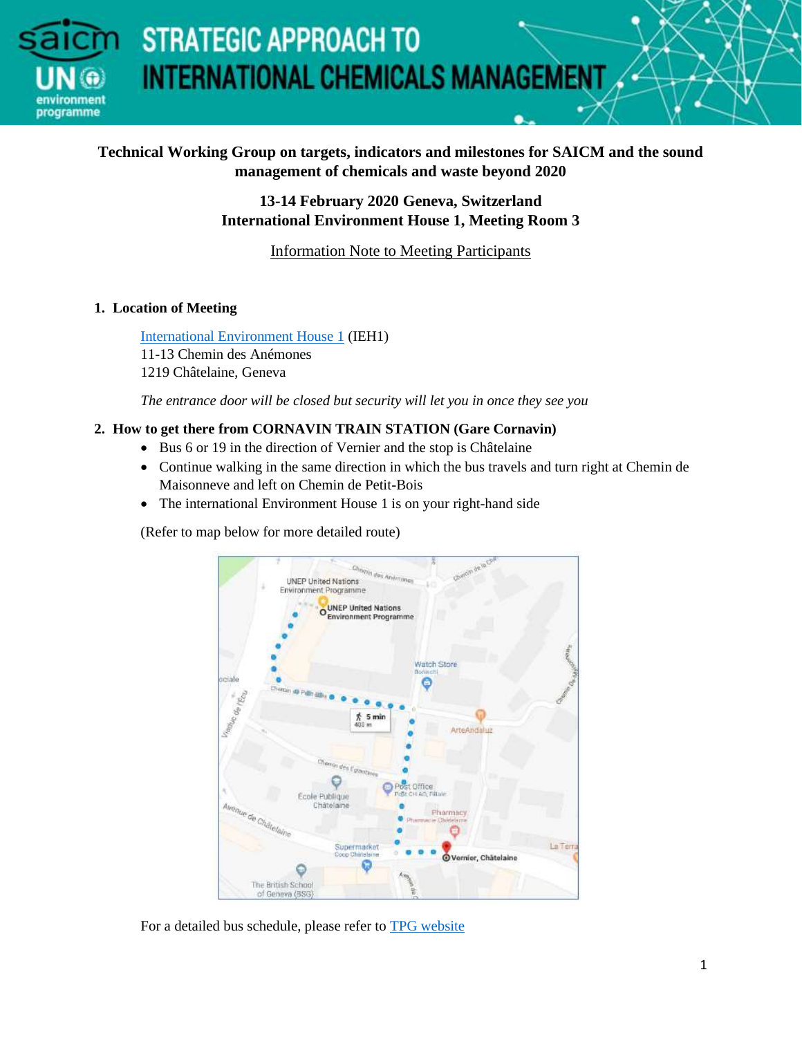# STRATEGIC APPROACH TO INTERNATIONAL CHEMICALS MANAGEMENT

**Technical Working Group on targets, indicators and milestones for SAICM and the sound management of chemicals and waste beyond 2020**

**13-14 February 2020 Geneva, Switzerland**
**International Environment House 1, Meeting Room 3**

Information Note to Meeting Participants

## 1. Location of Meeting

International Environment House 1 (IEH1)
11-13 Chemin des Anémones
1219 Châtelaine, Geneva

*The entrance door will be closed but security will let you in once they see you*

## 2. How to get there from CORNAVIN TRAIN STATION (Gare Cornavin)

- Bus 6 or 19 in the direction of Vernier and the stop is Châtelaine
- Continue walking in the same direction in which the bus travels and turn right at Chemin de Maisonneve and left on Chemin de Petit-Bois
- The international Environment House 1 is on your right-hand side

(Refer to map below for more detailed route)

For a detailed bus schedule, please refer to TPG website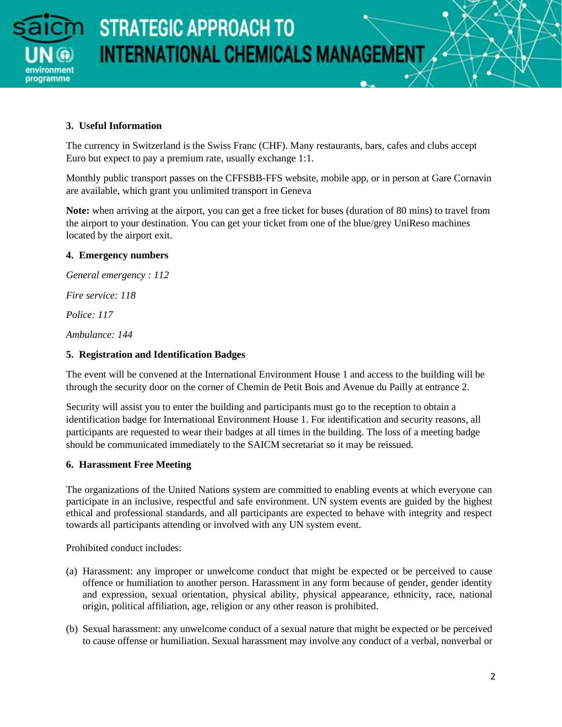## 3. Useful Information

The currency in Switzerland is the Swiss Franc (CHF). Many restaurants, bars, cafes and clubs accept Euro but expect to pay a premium rate, usually exchange 1:1.

Monthly public transport passes on the CFFSBB-FFS website, mobile app, or in person at Gare Cornavin are available, which grant you unlimited transport in Geneva

**Note:** when arriving at the airport, you can get a free ticket for buses (duration of 80 mins) to travel from the airport to your destination. You can get your ticket from one of the blue/grey UniReso machines located by the airport exit.

## 4. Emergency numbers

*General emergency : 112*

*Fire service: 118*

*Police: 117*

*Ambulance: 144*

## 5. Registration and Identification Badges

The event will be convened at the International Environment House 1 and access to the building will be through the security door on the corner of Chemin de Petit Bois and Avenue du Pailly at entrance 2.

Security will assist you to enter the building and participants must go to the reception to obtain a identification badge for International Environment House 1. For identification and security reasons, all participants are requested to wear their badges at all times in the building. The loss of a meeting badge should be communicated immediately to the SAICM secretariat so it may be reissued.

## 6. Harassment Free Meeting

The organizations of the United Nations system are committed to enabling events at which everyone can participate in an inclusive, respectful and safe environment. UN system events are guided by the highest ethical and professional standards, and all participants are expected to behave with integrity and respect towards all participants attending or involved with any UN system event.

Prohibited conduct includes:

(a) Harassment: any improper or unwelcome conduct that might be expected or be perceived to cause offence or humiliation to another person. Harassment in any form because of gender, gender identity and expression, sexual orientation, physical ability, physical appearance, ethnicity, race, national origin, political affiliation, age, religion or any other reason is prohibited.

(b) Sexual harassment: any unwelcome conduct of a sexual nature that might be expected or be perceived to cause offense or humiliation. Sexual harassment may involve any conduct of a verbal, nonverbal or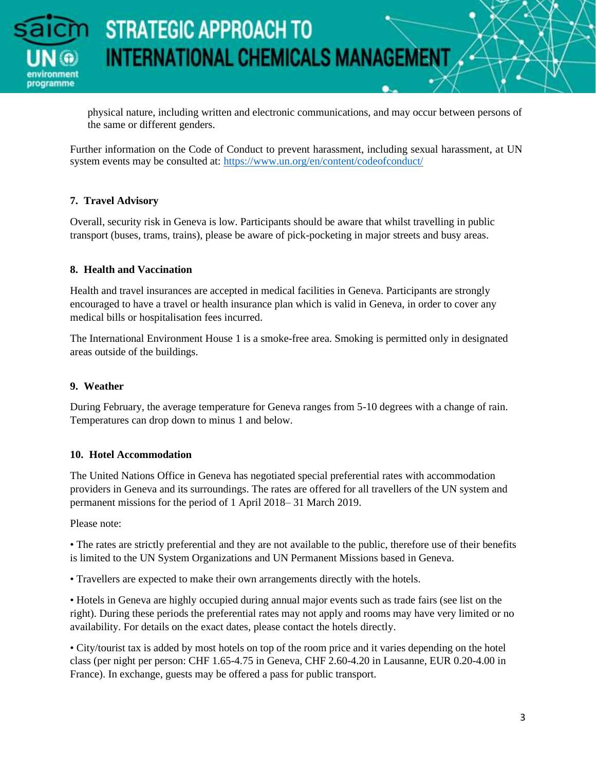physical nature, including written and electronic communications, and may occur between persons of the same or different genders.

Further information on the Code of Conduct to prevent harassment, including sexual harassment, at UN system events may be consulted at: https://www.un.org/en/content/codeofconduct/

## 7. Travel Advisory

Overall, security risk in Geneva is low. Participants should be aware that whilst travelling in public transport (buses, trams, trains), please be aware of pick-pocketing in major streets and busy areas.

## 8. Health and Vaccination

Health and travel insurances are accepted in medical facilities in Geneva. Participants are strongly encouraged to have a travel or health insurance plan which is valid in Geneva, in order to cover any medical bills or hospitalisation fees incurred.

The International Environment House 1 is a smoke-free area. Smoking is permitted only in designated areas outside of the buildings.

## 9. Weather

During February, the average temperature for Geneva ranges from 5-10 degrees with a change of rain. Temperatures can drop down to minus 1 and below.

## 10. Hotel Accommodation

The United Nations Office in Geneva has negotiated special preferential rates with accommodation providers in Geneva and its surroundings. The rates are offered for all travellers of the UN system and permanent missions for the period of 1 April 2018– 31 March 2019.

Please note:

• The rates are strictly preferential and they are not available to the public, therefore use of their benefits is limited to the UN System Organizations and UN Permanent Missions based in Geneva.

• Travellers are expected to make their own arrangements directly with the hotels.

• Hotels in Geneva are highly occupied during annual major events such as trade fairs (see list on the right). During these periods the preferential rates may not apply and rooms may have very limited or no availability. For details on the exact dates, please contact the hotels directly.

• City/tourist tax is added by most hotels on top of the room price and it varies depending on the hotel class (per night per person: CHF 1.65-4.75 in Geneva, CHF 2.60-4.20 in Lausanne, EUR 0.20-4.00 in France). In exchange, guests may be offered a pass for public transport.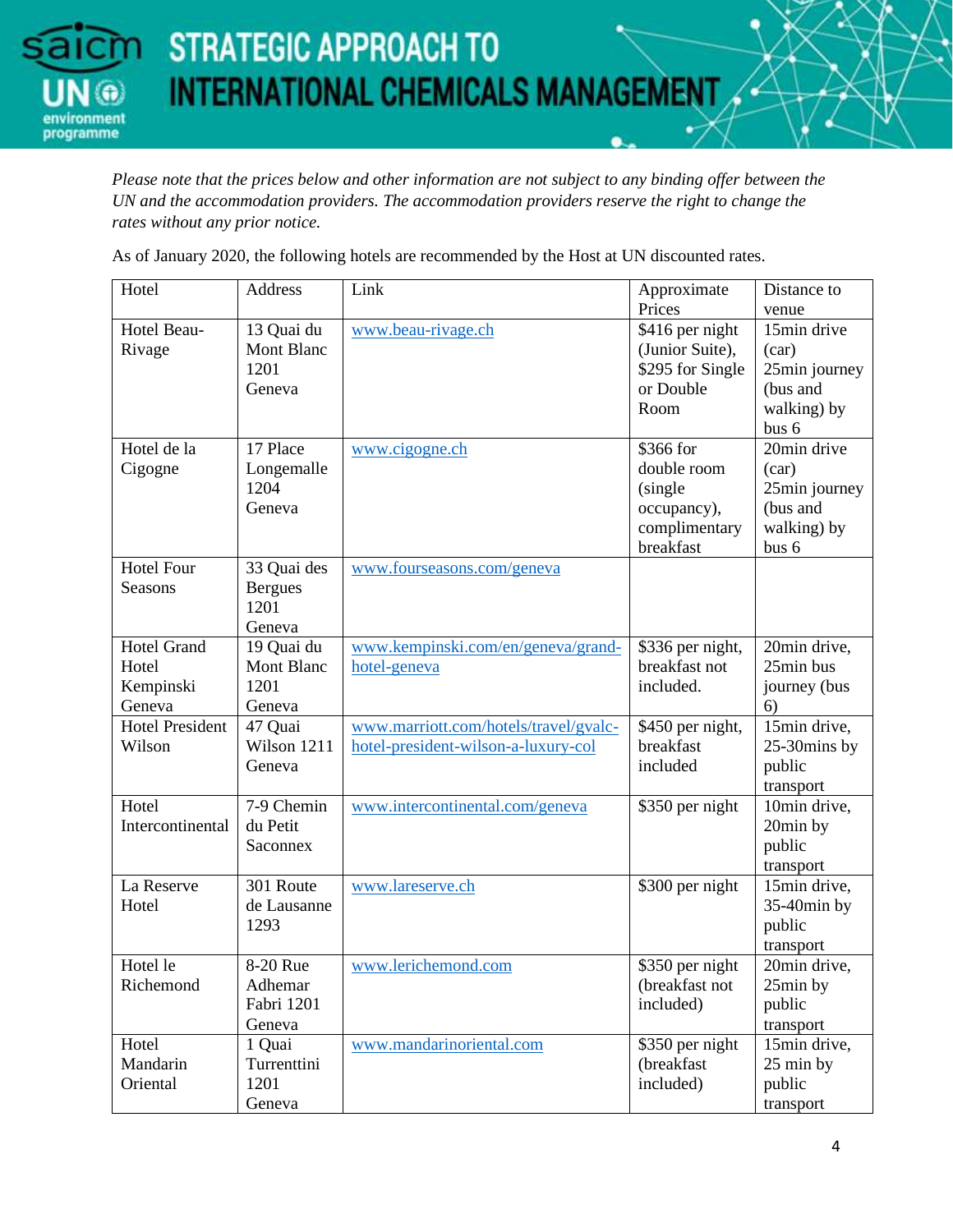*Please note that the prices below and other information are not subject to any binding offer between the UN and the accommodation providers. The accommodation providers reserve the right to change the rates without any prior notice.*

As of January 2020, the following hotels are recommended by the Host at UN discounted rates.

| Hotel | Address | Link | Approximate Prices | Distance to venue |
|---|---|---|---|---|
| Hotel Beau-Rivage | 13 Quai du Mont Blanc 1201 Geneva | www.beau-rivage.ch | $416 per night (Junior Suite), $295 for Single or Double Room | 15min drive (car) 25min journey (bus and walking) by bus 6 |
| Hotel de la Cigogne | 17 Place Longemalle 1204 Geneva | www.cigogne.ch | $366 for double room (single occupancy), complimentary breakfast | 20min drive (car) 25min journey (bus and walking) by bus 6 |
| Hotel Four Seasons | 33 Quai des Bergues 1201 Geneva | www.fourseasons.com/geneva | | |
| Hotel Grand Hotel Kempinski Geneva | 19 Quai du Mont Blanc 1201 Geneva | www.kempinski.com/en/geneva/grand-hotel-geneva | $336 per night, breakfast not included. | 20min drive, 25min bus journey (bus 6) |
| Hotel President Wilson | 47 Quai Wilson 1211 Geneva | www.marriott.com/hotels/travel/gvalc-hotel-president-wilson-a-luxury-col | $450 per night, breakfast included | 15min drive, 25-30mins by public transport |
| Hotel Intercontinental | 7-9 Chemin du Petit Saconnex | www.intercontinental.com/geneva | $350 per night | 10min drive, 20min by public transport |
| La Reserve Hotel | 301 Route de Lausanne 1293 | www.lareserve.ch | $300 per night | 15min drive, 35-40min by public transport |
| Hotel le Richemond | 8-20 Rue Adhemar Fabri 1201 Geneva | www.lerichemond.com | $350 per night (breakfast not included) | 20min drive, 25min by public transport |
| Hotel Mandarin Oriental | 1 Quai Turrenttini 1201 Geneva | www.mandarinoriental.com | $350 per night (breakfast included) | 15min drive, 25 min by public transport |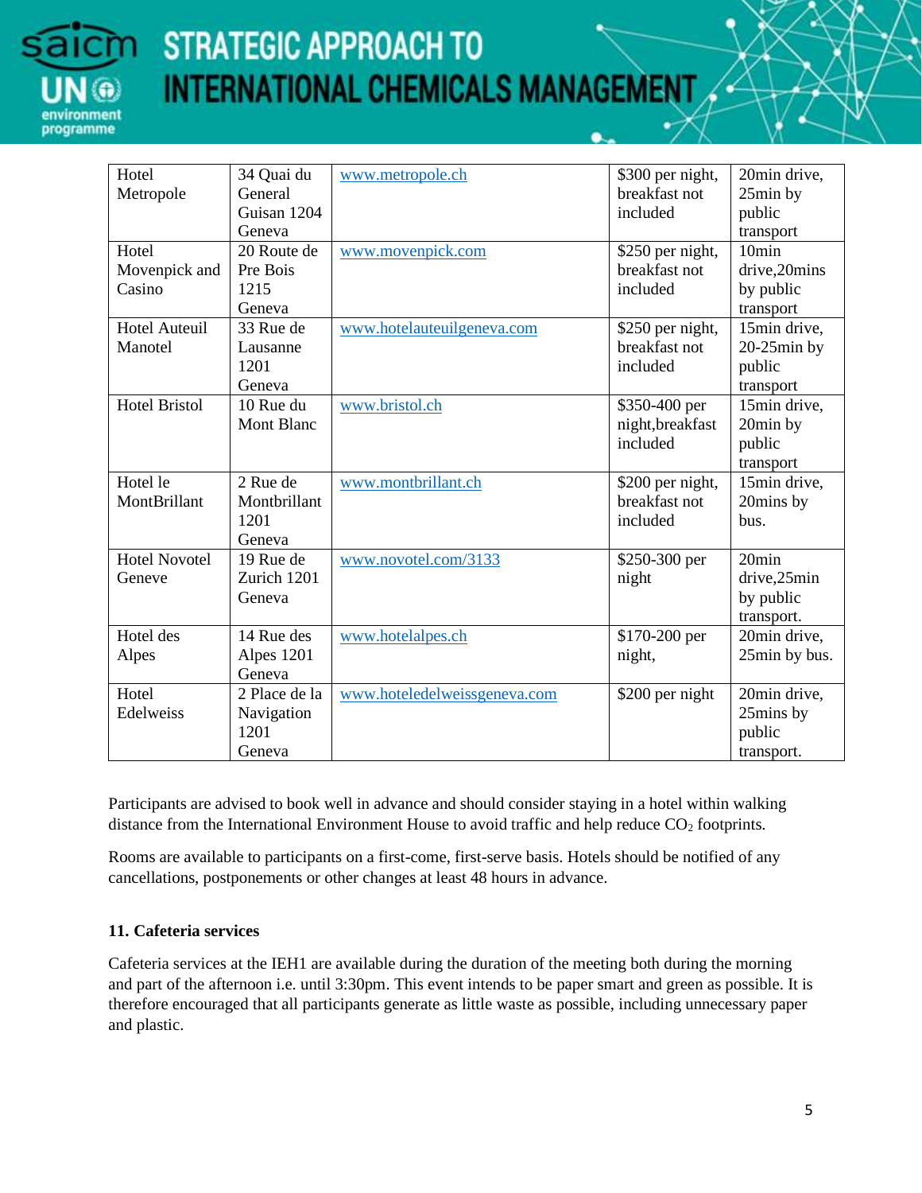| Hotel Metropole | 34 Quai du General Guisan 1204 Geneva | www.metropole.ch | $300 per night, breakfast not included | 20min drive, 25min by public transport |
|---|---|---|---|---|
| Hotel Movenpick and Casino | 20 Route de Pre Bois 1215 Geneva | www.movenpick.com | $250 per night, breakfast not included | 10min drive,20mins by public transport |
| Hotel Auteuil Manotel | 33 Rue de Lausanne 1201 Geneva | www.hotelauteuilgeneva.com | $250 per night, breakfast not included | 15min drive, 20-25min by public transport |
| Hotel Bristol | 10 Rue du Mont Blanc | www.bristol.ch | $350-400 per night,breakfast included | 15min drive, 20min by public transport |
| Hotel le MontBrillant | 2 Rue de Montbrillant 1201 Geneva | www.montbrillant.ch | $200 per night, breakfast not included | 15min drive, 20mins by bus. |
| Hotel Novotel Geneve | 19 Rue de Zurich 1201 Geneva | www.novotel.com/3133 | $250-300 per night | 20min drive,25min by public transport. |
| Hotel des Alpes | 14 Rue des Alpes 1201 Geneva | www.hotelalpes.ch | $170-200 per night, | 20min drive, 25min by bus. |
| Hotel Edelweiss | 2 Place de la Navigation 1201 Geneva | www.hoteledelweissgeneva.com | $200 per night | 20min drive, 25mins by public transport. |

Participants are advised to book well in advance and should consider staying in a hotel within walking distance from the International Environment House to avoid traffic and help reduce $CO_2$ footprints.

Rooms are available to participants on a first-come, first-serve basis. Hotels should be notified of any cancellations, postponements or other changes at least 48 hours in advance.

### 11. Cafeteria services

Cafeteria services at the IEH1 are available during the duration of the meeting both during the morning and part of the afternoon i.e. until 3:30pm. This event intends to be paper smart and green as possible. It is therefore encouraged that all participants generate as little waste as possible, including unnecessary paper and plastic.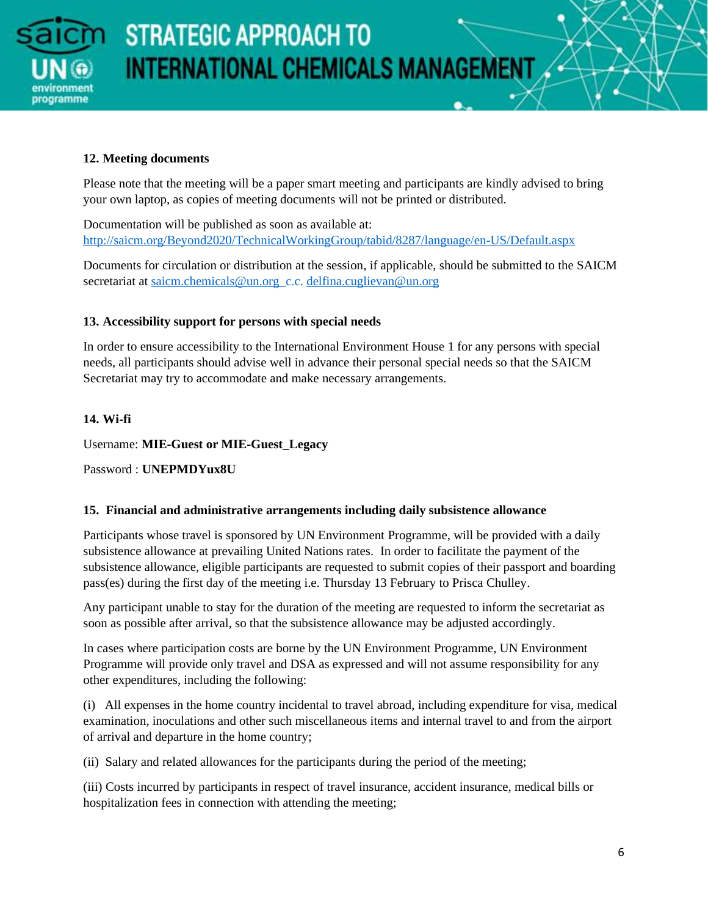**12. Meeting documents**

Please note that the meeting will be a paper smart meeting and participants are kindly advised to bring your own laptop, as copies of meeting documents will not be printed or distributed.

Documentation will be published as soon as available at: http://saicm.org/Beyond2020/TechnicalWorkingGroup/tabid/8287/language/en-US/Default.aspx

Documents for circulation or distribution at the session, if applicable, should be submitted to the SAICM secretariat at saicm.chemicals@un.org c.c. delfina.cuglievan@un.org

**13. Accessibility support for persons with special needs**

In order to ensure accessibility to the International Environment House 1 for any persons with special needs, all participants should advise well in advance their personal special needs so that the SAICM Secretariat may try to accommodate and make necessary arrangements.

**14. Wi-fi**

Username: **MIE-Guest or MIE-Guest_Legacy**

Password : **UNEPMDYux8U**

**15. Financial and administrative arrangements including daily subsistence allowance**

Participants whose travel is sponsored by UN Environment Programme, will be provided with a daily subsistence allowance at prevailing United Nations rates. In order to facilitate the payment of the subsistence allowance, eligible participants are requested to submit copies of their passport and boarding pass(es) during the first day of the meeting i.e. Thursday 13 February to Prisca Chulley.

Any participant unable to stay for the duration of the meeting are requested to inform the secretariat as soon as possible after arrival, so that the subsistence allowance may be adjusted accordingly.

In cases where participation costs are borne by the UN Environment Programme, UN Environment Programme will provide only travel and DSA as expressed and will not assume responsibility for any other expenditures, including the following:

(i) All expenses in the home country incidental to travel abroad, including expenditure for visa, medical examination, inoculations and other such miscellaneous items and internal travel to and from the airport of arrival and departure in the home country;

(ii) Salary and related allowances for the participants during the period of the meeting;

(iii) Costs incurred by participants in respect of travel insurance, accident insurance, medical bills or hospitalization fees in connection with attending the meeting;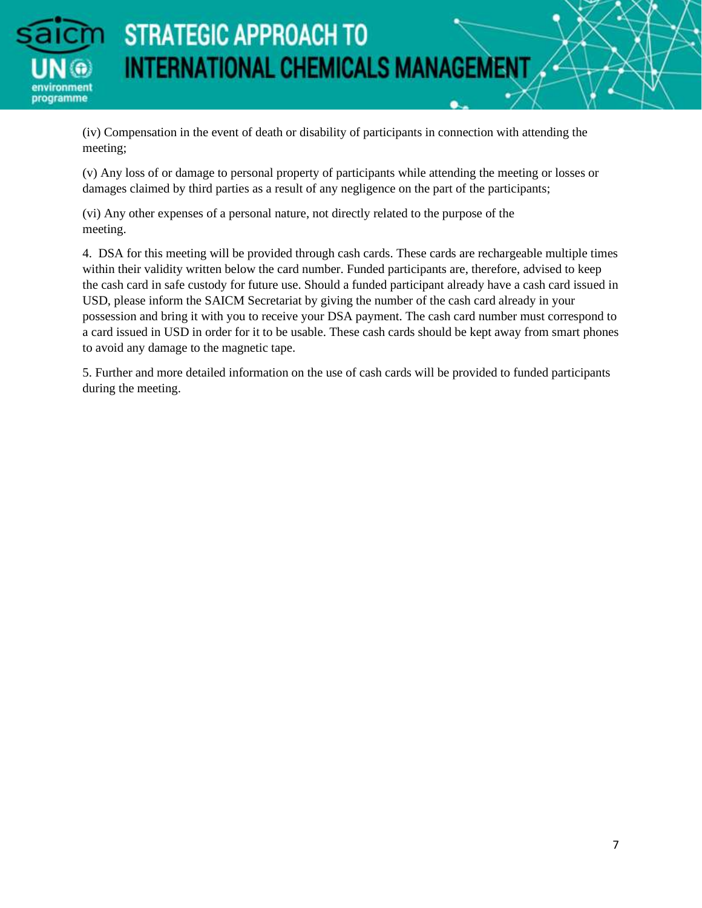(iv) Compensation in the event of death or disability of participants in connection with attending the meeting;

(v) Any loss of or damage to personal property of participants while attending the meeting or losses or damages claimed by third parties as a result of any negligence on the part of the participants;

(vi) Any other expenses of a personal nature, not directly related to the purpose of the meeting.

4. DSA for this meeting will be provided through cash cards. These cards are rechargeable multiple times within their validity written below the card number. Funded participants are, therefore, advised to keep the cash card in safe custody for future use. Should a funded participant already have a cash card issued in USD, please inform the SAICM Secretariat by giving the number of the cash card already in your possession and bring it with you to receive your DSA payment. The cash card number must correspond to a card issued in USD in order for it to be usable. These cash cards should be kept away from smart phones to avoid any damage to the magnetic tape.

5. Further and more detailed information on the use of cash cards will be provided to funded participants during the meeting.